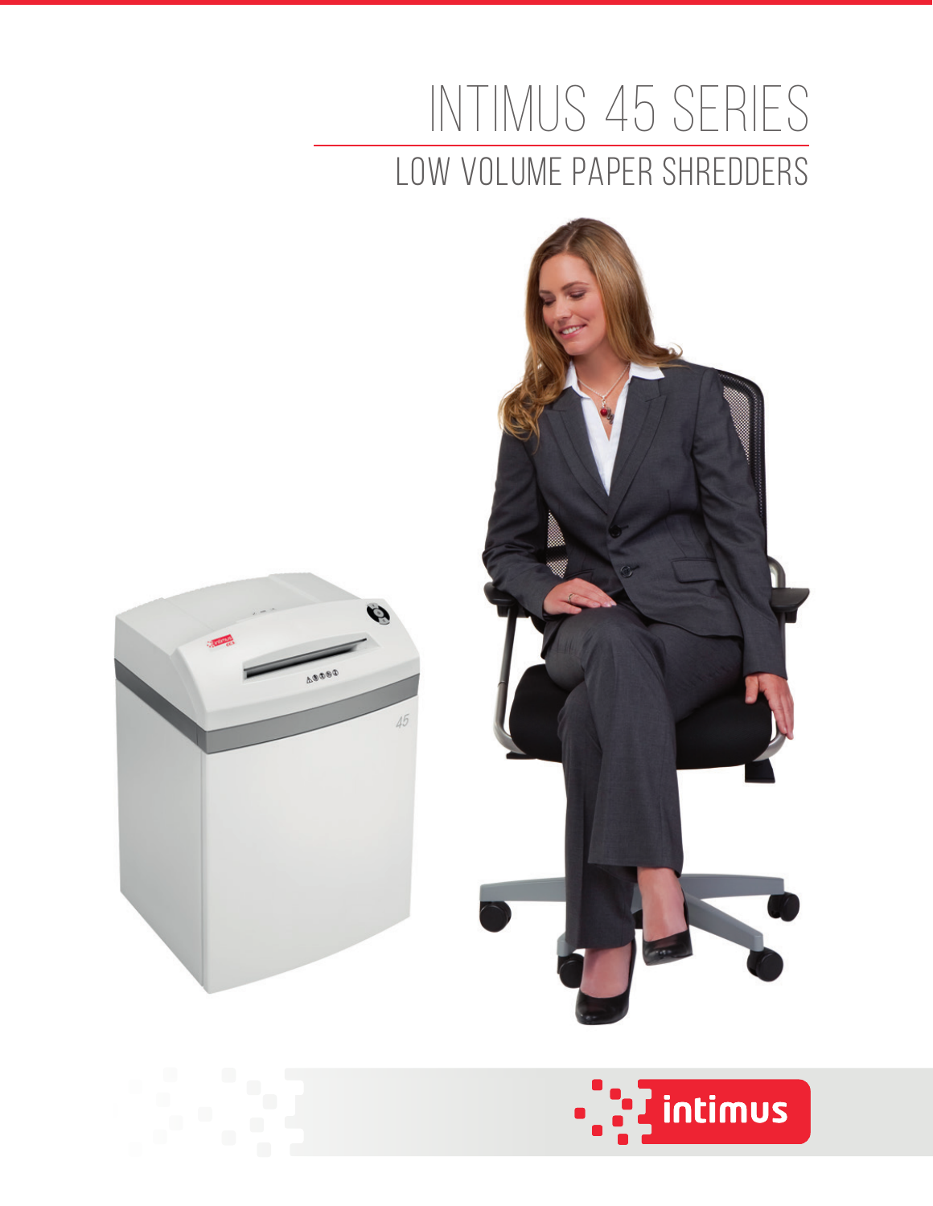# INTIMUS 45 SERIES

## LOW VOLUME PAPER SHREDDERS

intimus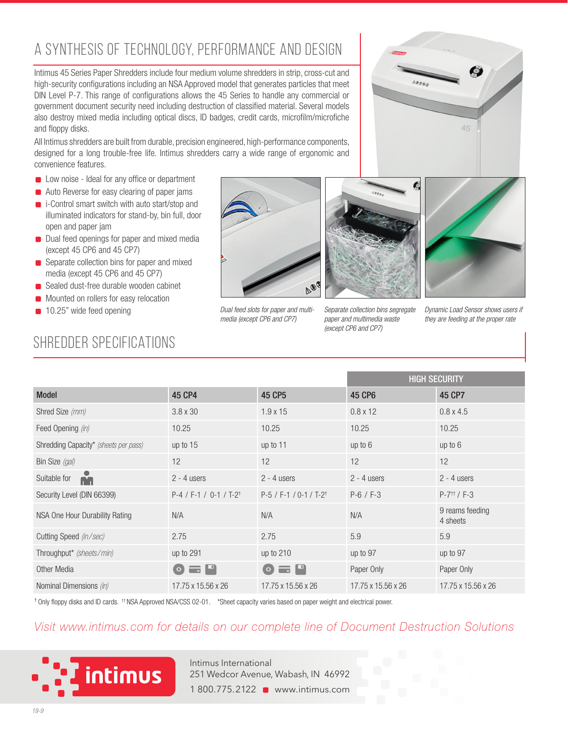# A SYNTHESIS OF TECHNOLOGY, PERFORMANCE AND DESIGN

Intimus 45 Series Paper Shredders include four medium volume shredders in strip, cross-cut and high-security configurations including an NSA Approved model that generates particles that meet DIN Level P-7. This range of configurations allows the 45 Series to handle any commercial or government document security need including destruction of classified material. Several models also destroy mixed media including optical discs, ID badges, credit cards, microfilm/microfiche and floppy disks.

All Intimus shredders are built from durable, precision engineered, high-performance components, designed for a long trouble-free life. Intimus shredders carry a wide range of ergonomic and convenience features.

- Low noise - Ideal for any office or department
- Auto Reverse for easy clearing of paper jams
- i-Control smart switch with auto start/stop and illuminated indicators for stand-by, bin full, door open and paper jam
- Dual feed openings for paper and mixed media (except 45 CP6 and 45 CP7)
- Separate collection bins for paper and mixed media (except 45 CP6 and 45 CP7)
- Sealed dust-free durable wooden cabinet
- Mounted on rollers for easy relocation
- 10.25" wide feed opening

*Dual feed slots for paper and multi-media (except CP6 and CP7)*

*Separate collection bins segregate paper and multimedia waste (except CP6 and CP7)*

*Dynamic Load Sensor shows users if they are feeding at the proper rate*

# SHREDDER SPECIFICATIONS

| | | | HIGH SECURITY | |
|---|---|---|---|---|
| **Model** | **45 CP4** | **45 CP5** | **45 CP6** | **45 CP7** |
| Shred Size *(mm)* | 3.8 x 30 | 1.9 x 15 | 0.8 x 12 | 0.8 x 4.5 |
| Feed Opening *(in)* | 10.25 | 10.25 | 10.25 | 10.25 |
| Shredding Capacity* *(sheets per pass)* | up to 15 | up to 11 | up to 6 | up to 6 |
| Bin Size *(gal)* | 12 | 12 | 12 | 12 |
| Suitable for | 2 - 4 users | 2 - 4 users | 2 - 4 users | 2 - 4 users |
| Security Level (DIN 66399) | P-4 / F-1 / 0-1 / T-2† | P-5 / F-1 / 0-1 / T-2† | P-6 / F-3 | P-7†† / F-3 |
| NSA One Hour Durability Rating | N/A | N/A | N/A | 9 reams feeding 4 sheets |
| Cutting Speed *(in/sec)* | 2.75 | 2.75 | 5.9 | 5.9 |
| Throughput* *(sheets/min)* | up to 291 | up to 210 | up to 97 | up to 97 |
| Other Media | | | Paper Only | Paper Only |
| Nominal Dimensions *(in)* | 17.75 x 15.56 x 26 | 17.75 x 15.56 x 26 | 17.75 x 15.56 x 26 | 17.75 x 15.56 x 26 |

† Only floppy disks and ID cards. †† NSA Approved NSA/CSS 02-01. *Sheet capacity varies based on paper weight and electrical power.

*Visit www.intimus.com for details on our complete line of Document Destruction Solutions*

intimus

Intimus International
251 Wedcor Avenue, Wabash, IN 46992
1 800.775.2122 ■ www.intimus.com

19-9